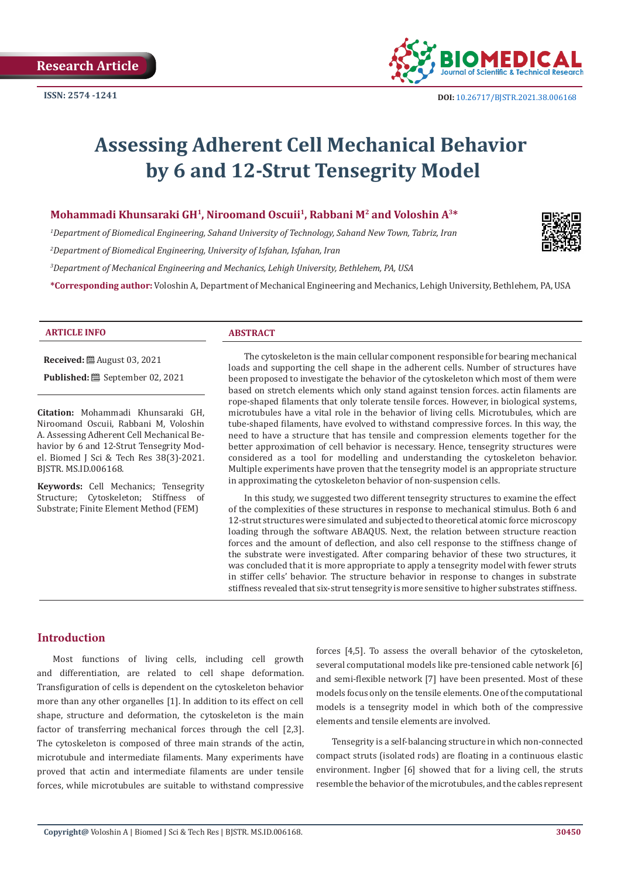Research Article

ISSN: 2574 -1241

DOI: 10.26717/BJSTR.2021.38.006168

# Assessing Adherent Cell Mechanical Behavior by 6 and 12-Strut Tensegrity Model

**Mohammadi Khunsaraki GH[1], Niroomand Oscuii[1], Rabbani M[2] and Voloshin A[3]***

*[1]Department of Biomedical Engineering, Sahand University of Technology, Sahand New Town, Tabriz, Iran*

*[2]Department of Biomedical Engineering, University of Isfahan, Isfahan, Iran*

*[3]Department of Mechanical Engineering and Mechanics, Lehigh University, Bethlehem, PA, USA*

**\*Corresponding author:** Voloshin A, Department of Mechanical Engineering and Mechanics, Lehigh University, Bethlehem, PA, USA

## ARTICLE INFO

**Received:** August 03, 2021

**Published:** September 02, 2021

**Citation:** Mohammadi Khunsaraki GH, Niroomand Oscuii, Rabbani M, Voloshin A. Assessing Adherent Cell Mechanical Behavior by 6 and 12-Strut Tensegrity Model. Biomed J Sci & Tech Res 38(3)-2021. BJSTR. MS.ID.006168.

**Keywords:** Cell Mechanics; Tensegrity Structure; Cytoskeleton; Stiffness of Substrate; Finite Element Method (FEM)

## ABSTRACT

The cytoskeleton is the main cellular component responsible for bearing mechanical loads and supporting the cell shape in the adherent cells. Number of structures have been proposed to investigate the behavior of the cytoskeleton which most of them were based on stretch elements which only stand against tension forces. actin filaments are rope-shaped filaments that only tolerate tensile forces. However, in biological systems, microtubules have a vital role in the behavior of living cells. Microtubules, which are tube-shaped filaments, have evolved to withstand compressive forces. In this way, the need to have a structure that has tensile and compression elements together for the better approximation of cell behavior is necessary. Hence, tensegrity structures were considered as a tool for modelling and understanding the cytoskeleton behavior. Multiple experiments have proven that the tensegrity model is an appropriate structure in approximating the cytoskeleton behavior of non-suspension cells.

In this study, we suggested two different tensegrity structures to examine the effect of the complexities of these structures in response to mechanical stimulus. Both 6 and 12-strut structures were simulated and subjected to theoretical atomic force microscopy loading through the software ABAQUS. Next, the relation between structure reaction forces and the amount of deflection, and also cell response to the stiffness change of the substrate were investigated. After comparing behavior of these two structures, it was concluded that it is more appropriate to apply a tensegrity model with fewer struts in stiffer cells' behavior. The structure behavior in response to changes in substrate stiffness revealed that six-strut tensegrity is more sensitive to higher substrates stiffness.

## Introduction

Most functions of living cells, including cell growth and differentiation, are related to cell shape deformation. Transfiguration of cells is dependent on the cytoskeleton behavior more than any other organelles [1]. In addition to its effect on cell shape, structure and deformation, the cytoskeleton is the main factor of transferring mechanical forces through the cell [2,3]. The cytoskeleton is composed of three main strands of the actin, microtubule and intermediate filaments. Many experiments have proved that actin and intermediate filaments are under tensile forces, while microtubules are suitable to withstand compressive forces [4,5]. To assess the overall behavior of the cytoskeleton, several computational models like pre-tensioned cable network [6] and semi-flexible network [7] have been presented. Most of these models focus only on the tensile elements. One of the computational models is a tensegrity model in which both of the compressive elements and tensile elements are involved.

Tensegrity is a self-balancing structure in which non-connected compact struts (isolated rods) are floating in a continuous elastic environment. Ingber [6] showed that for a living cell, the struts resemble the behavior of the microtubules, and the cables represent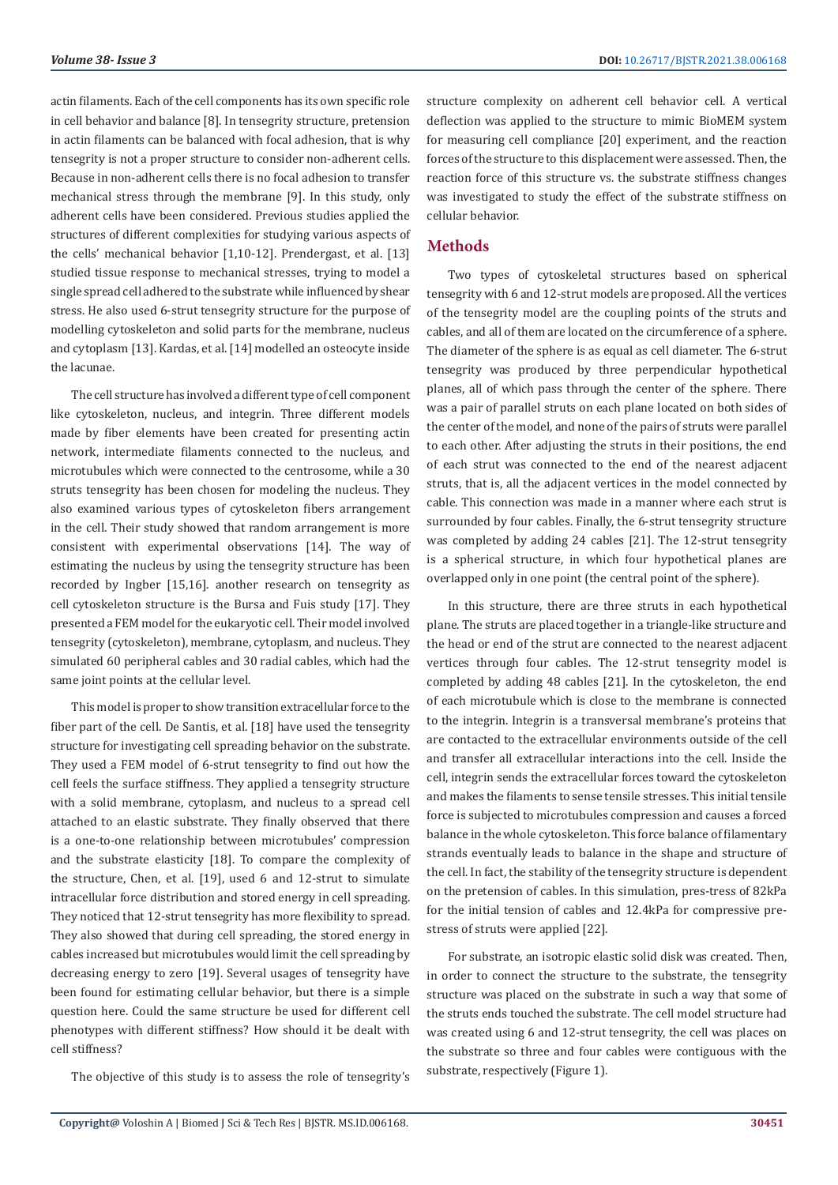actin filaments. Each of the cell components has its own specific role in cell behavior and balance [8]. In tensegrity structure, pretension in actin filaments can be balanced with focal adhesion, that is why tensegrity is not a proper structure to consider non-adherent cells. Because in non-adherent cells there is no focal adhesion to transfer mechanical stress through the membrane [9]. In this study, only adherent cells have been considered. Previous studies applied the structures of different complexities for studying various aspects of the cells' mechanical behavior [1,10-12]. Prendergast, et al. [13] studied tissue response to mechanical stresses, trying to model a single spread cell adhered to the substrate while influenced by shear stress. He also used 6-strut tensegrity structure for the purpose of modelling cytoskeleton and solid parts for the membrane, nucleus and cytoplasm [13]. Kardas, et al. [14] modelled an osteocyte inside the lacunae.

The cell structure has involved a different type of cell component like cytoskeleton, nucleus, and integrin. Three different models made by fiber elements have been created for presenting actin network, intermediate filaments connected to the nucleus, and microtubules which were connected to the centrosome, while a 30 struts tensegrity has been chosen for modeling the nucleus. They also examined various types of cytoskeleton fibers arrangement in the cell. Their study showed that random arrangement is more consistent with experimental observations [14]. The way of estimating the nucleus by using the tensegrity structure has been recorded by Ingber [15,16]. another research on tensegrity as cell cytoskeleton structure is the Bursa and Fuis study [17]. They presented a FEM model for the eukaryotic cell. Their model involved tensegrity (cytoskeleton), membrane, cytoplasm, and nucleus. They simulated 60 peripheral cables and 30 radial cables, which had the same joint points at the cellular level.

This model is proper to show transition extracellular force to the fiber part of the cell. De Santis, et al. [18] have used the tensegrity structure for investigating cell spreading behavior on the substrate. They used a FEM model of 6-strut tensegrity to find out how the cell feels the surface stiffness. They applied a tensegrity structure with a solid membrane, cytoplasm, and nucleus to a spread cell attached to an elastic substrate. They finally observed that there is a one-to-one relationship between microtubules' compression and the substrate elasticity [18]. To compare the complexity of the structure, Chen, et al. [19], used 6 and 12-strut to simulate intracellular force distribution and stored energy in cell spreading. They noticed that 12-strut tensegrity has more flexibility to spread. They also showed that during cell spreading, the stored energy in cables increased but microtubules would limit the cell spreading by decreasing energy to zero [19]. Several usages of tensegrity have been found for estimating cellular behavior, but there is a simple question here. Could the same structure be used for different cell phenotypes with different stiffness? How should it be dealt with cell stiffness?

The objective of this study is to assess the role of tensegrity's structure complexity on adherent cell behavior cell. A vertical deflection was applied to the structure to mimic BioMEM system for measuring cell compliance [20] experiment, and the reaction forces of the structure to this displacement were assessed. Then, the reaction force of this structure vs. the substrate stiffness changes was investigated to study the effect of the substrate stiffness on cellular behavior.

## Methods

Two types of cytoskeletal structures based on spherical tensegrity with 6 and 12-strut models are proposed. All the vertices of the tensegrity model are the coupling points of the struts and cables, and all of them are located on the circumference of a sphere. The diameter of the sphere is as equal as cell diameter. The 6-strut tensegrity was produced by three perpendicular hypothetical planes, all of which pass through the center of the sphere. There was a pair of parallel struts on each plane located on both sides of the center of the model, and none of the pairs of struts were parallel to each other. After adjusting the struts in their positions, the end of each strut was connected to the end of the nearest adjacent struts, that is, all the adjacent vertices in the model connected by cable. This connection was made in a manner where each strut is surrounded by four cables. Finally, the 6-strut tensegrity structure was completed by adding 24 cables [21]. The 12-strut tensegrity is a spherical structure, in which four hypothetical planes are overlapped only in one point (the central point of the sphere).

In this structure, there are three struts in each hypothetical plane. The struts are placed together in a triangle-like structure and the head or end of the strut are connected to the nearest adjacent vertices through four cables. The 12-strut tensegrity model is completed by adding 48 cables [21]. In the cytoskeleton, the end of each microtubule which is close to the membrane is connected to the integrin. Integrin is a transversal membrane's proteins that are contacted to the extracellular environments outside of the cell and transfer all extracellular interactions into the cell. Inside the cell, integrin sends the extracellular forces toward the cytoskeleton and makes the filaments to sense tensile stresses. This initial tensile force is subjected to microtubules compression and causes a forced balance in the whole cytoskeleton. This force balance of filamentary strands eventually leads to balance in the shape and structure of the cell. In fact, the stability of the tensegrity structure is dependent on the pretension of cables. In this simulation, pres-tress of 82kPa for the initial tension of cables and 12.4kPa for compressive pre-stress of struts were applied [22].

For substrate, an isotropic elastic solid disk was created. Then, in order to connect the structure to the substrate, the tensegrity structure was placed on the substrate in such a way that some of the struts ends touched the substrate. The cell model structure had was created using 6 and 12-strut tensegrity, the cell was places on the substrate so three and four cables were contiguous with the substrate, respectively (Figure 1).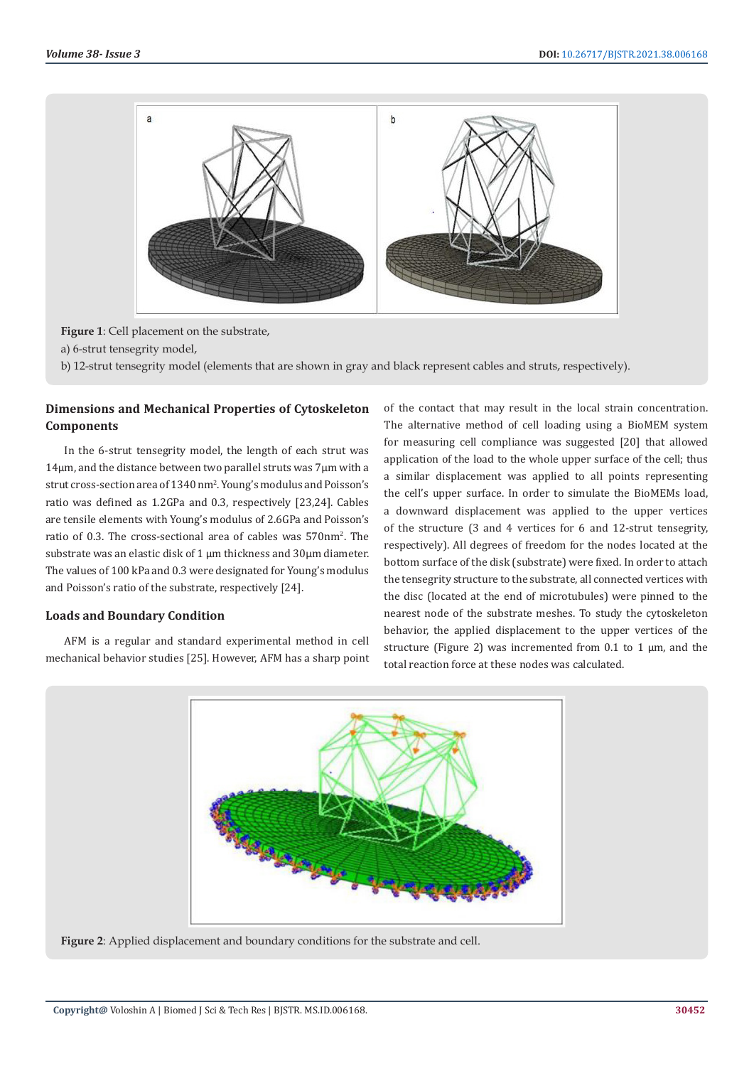**Figure 1**: Cell placement on the substrate,

a) 6-strut tensegrity model,

b) 12-strut tensegrity model (elements that are shown in gray and black represent cables and struts, respectively).

### Dimensions and Mechanical Properties of Cytoskeleton Components

In the 6-strut tensegrity model, the length of each strut was 14µm, and the distance between two parallel struts was 7µm with a strut cross-section area of 1340 $nm^2$. Young's modulus and Poisson's ratio was defined as 1.2GPa and 0.3, respectively [23,24]. Cables are tensile elements with Young's modulus of 2.6GPa and Poisson's ratio of 0.3. The cross-sectional area of cables was 570$nm^2$. The substrate was an elastic disk of 1 µm thickness and 30µm diameter. The values of 100 kPa and 0.3 were designated for Young's modulus and Poisson's ratio of the substrate, respectively [24].

### Loads and Boundary Condition

AFM is a regular and standard experimental method in cell mechanical behavior studies [25]. However, AFM has a sharp point of the contact that may result in the local strain concentration. The alternative method of cell loading using a BioMEM system for measuring cell compliance was suggested [20] that allowed application of the load to the whole upper surface of the cell; thus a similar displacement was applied to all points representing the cell's upper surface. In order to simulate the BioMEMs load, a downward displacement was applied to the upper vertices of the structure (3 and 4 vertices for 6 and 12-strut tensegrity, respectively). All degrees of freedom for the nodes located at the bottom surface of the disk (substrate) were fixed. In order to attach the tensegrity structure to the substrate, all connected vertices with the disc (located at the end of microtubules) were pinned to the nearest node of the substrate meshes. To study the cytoskeleton behavior, the applied displacement to the upper vertices of the structure (Figure 2) was incremented from 0.1 to 1 µm, and the total reaction force at these nodes was calculated.

**Figure 2**: Applied displacement and boundary conditions for the substrate and cell.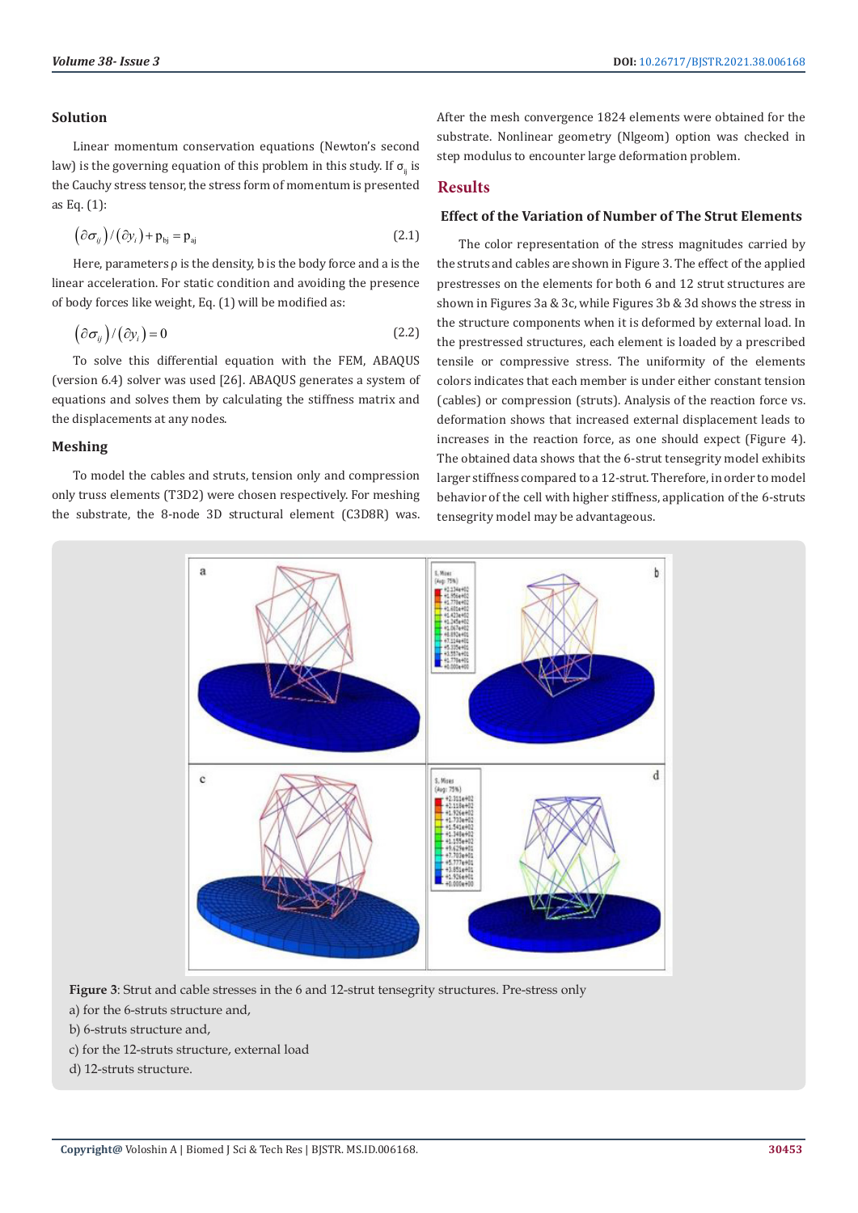### Solution

Linear momentum conservation equations (Newton's second law) is the governing equation of this problem in this study. If $\sigma_{ij}$ is the Cauchy stress tensor, the stress form of momentum is presented as Eq. (1):

$$\left(\partial\sigma_{ij}\right)/\left(\partial y_i\right)+p_{bj}=p_{aj} \tag{2.1}$$

Here, parameters ρ is the density, b is the body force and a is the linear acceleration. For static condition and avoiding the presence of body forces like weight, Eq. (1) will be modified as:

$$\left(\partial\sigma_{ij}\right)/\left(\partial y_i\right)=0 \tag{2.2}$$

To solve this differential equation with the FEM, ABAQUS (version 6.4) solver was used [26]. ABAQUS generates a system of equations and solves them by calculating the stiffness matrix and the displacements at any nodes.

### Meshing

To model the cables and struts, tension only and compression only truss elements (T3D2) were chosen respectively. For meshing the substrate, the 8-node 3D structural element (C3D8R) was. After the mesh convergence 1824 elements were obtained for the substrate. Nonlinear geometry (Nlgeom) option was checked in step modulus to encounter large deformation problem.

## Results

### Effect of the Variation of Number of The Strut Elements

The color representation of the stress magnitudes carried by the struts and cables are shown in Figure 3. The effect of the applied prestresses on the elements for both 6 and 12 strut structures are shown in Figures 3a & 3c, while Figures 3b & 3d shows the stress in the structure components when it is deformed by external load. In the prestressed structures, each element is loaded by a prescribed tensile or compressive stress. The uniformity of the elements colors indicates that each member is under either constant tension (cables) or compression (struts). Analysis of the reaction force vs. deformation shows that increased external displacement leads to increases in the reaction force, as one should expect (Figure 4). The obtained data shows that the 6-strut tensegrity model exhibits larger stiffness compared to a 12-strut. Therefore, in order to model behavior of the cell with higher stiffness, application of the 6-struts tensegrity model may be advantageous.

**Figure 3**: Strut and cable stresses in the 6 and 12-strut tensegrity structures. Pre-stress only

a) for the 6-struts structure and,

b) 6-struts structure and,

c) for the 12-struts structure, external load

d) 12-struts structure.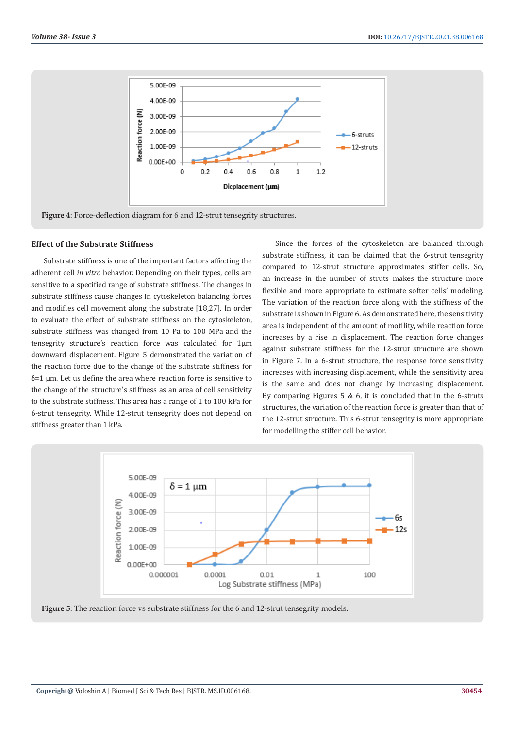Figure 4: Force-deflection diagram for 6 and 12-strut tensegrity structures.

### Effect of the Substrate Stiffness

Substrate stiffness is one of the important factors affecting the adherent cell *in vitro* behavior. Depending on their types, cells are sensitive to a specified range of substrate stiffness. The changes in substrate stiffness cause changes in cytoskeleton balancing forces and modifies cell movement along the substrate [18,27]. In order to evaluate the effect of substrate stiffness on the cytoskeleton, substrate stiffness was changed from 10 Pa to 100 MPa and the tensegrity structure's reaction force was calculated for 1µm downward displacement. Figure 5 demonstrated the variation of the reaction force due to the change of the substrate stiffness for δ=1 µm. Let us define the area where reaction force is sensitive to the change of the structure's stiffness as an area of cell sensitivity to the substrate stiffness. This area has a range of 1 to 100 kPa for 6-strut tensegrity. While 12-strut tensegrity does not depend on stiffness greater than 1 kPa.

Since the forces of the cytoskeleton are balanced through substrate stiffness, it can be claimed that the 6-strut tensegrity compared to 12-strut structure approximates stiffer cells. So, an increase in the number of struts makes the structure more flexible and more appropriate to estimate softer cells' modeling. The variation of the reaction force along with the stiffness of the substrate is shown in Figure 6. As demonstrated here, the sensitivity area is independent of the amount of motility, while reaction force increases by a rise in displacement. The reaction force changes against substrate stiffness for the 12-strut structure are shown in Figure 7. In a 6-strut structure, the response force sensitivity increases with increasing displacement, while the sensitivity area is the same and does not change by increasing displacement. By comparing Figures 5 & 6, it is concluded that in the 6-struts structures, the variation of the reaction force is greater than that of the 12-strut structure. This 6-strut tensegrity is more appropriate for modelling the stiffer cell behavior.

Figure 5: The reaction force vs substrate stiffness for the 6 and 12-strut tensegrity models.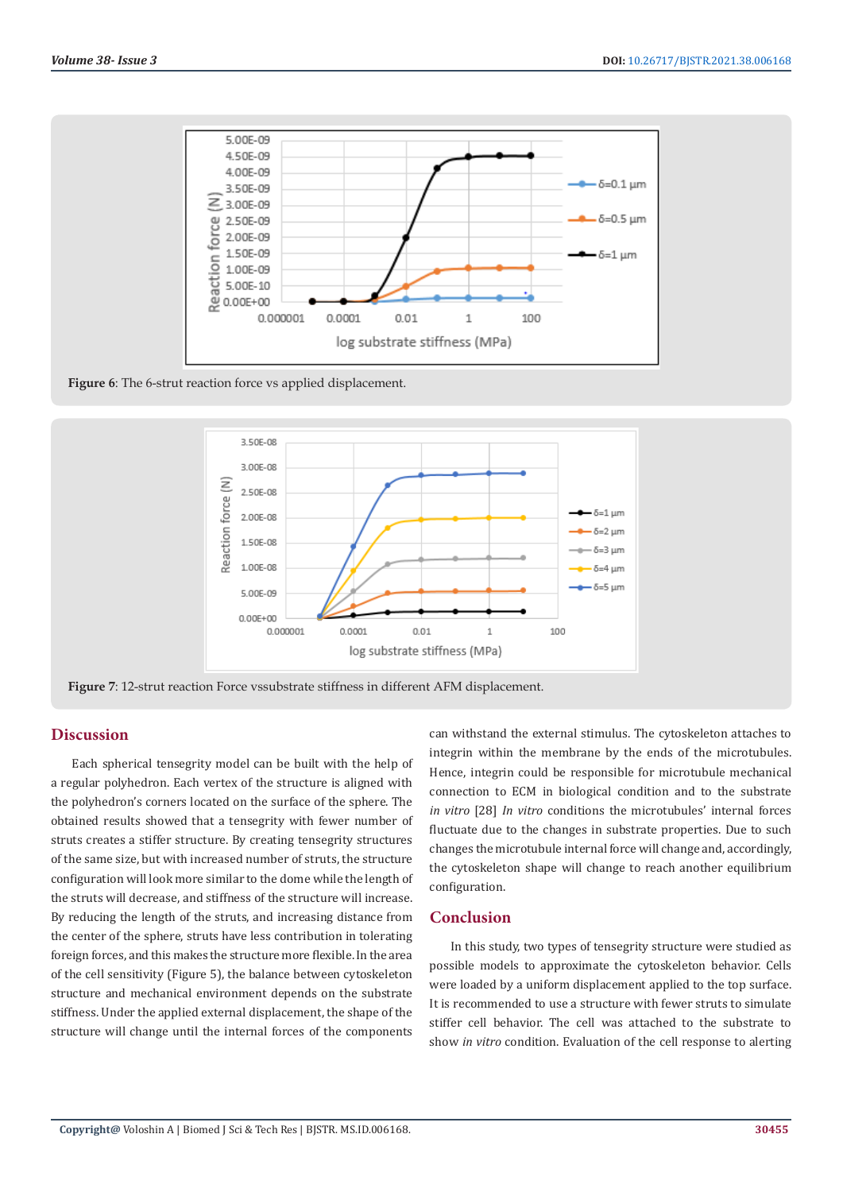Figure 6: The 6-strut reaction force vs applied displacement.

Figure 7: 12-strut reaction Force vssubstrate stiffness in different AFM displacement.

## Discussion

Each spherical tensegrity model can be built with the help of a regular polyhedron. Each vertex of the structure is aligned with the polyhedron's corners located on the surface of the sphere. The obtained results showed that a tensegrity with fewer number of struts creates a stiffer structure. By creating tensegrity structures of the same size, but with increased number of struts, the structure configuration will look more similar to the dome while the length of the struts will decrease, and stiffness of the structure will increase. By reducing the length of the struts, and increasing distance from the center of the sphere, struts have less contribution in tolerating foreign forces, and this makes the structure more flexible. In the area of the cell sensitivity (Figure 5), the balance between cytoskeleton structure and mechanical environment depends on the substrate stiffness. Under the applied external displacement, the shape of the structure will change until the internal forces of the components can withstand the external stimulus. The cytoskeleton attaches to integrin within the membrane by the ends of the microtubules. Hence, integrin could be responsible for microtubule mechanical connection to ECM in biological condition and to the substrate *in vitro* [28] *In vitro* conditions the microtubules' internal forces fluctuate due to the changes in substrate properties. Due to such changes the microtubule internal force will change and, accordingly, the cytoskeleton shape will change to reach another equilibrium configuration.

## Conclusion

In this study, two types of tensegrity structure were studied as possible models to approximate the cytoskeleton behavior. Cells were loaded by a uniform displacement applied to the top surface. It is recommended to use a structure with fewer struts to simulate stiffer cell behavior. The cell was attached to the substrate to show *in vitro* condition. Evaluation of the cell response to alerting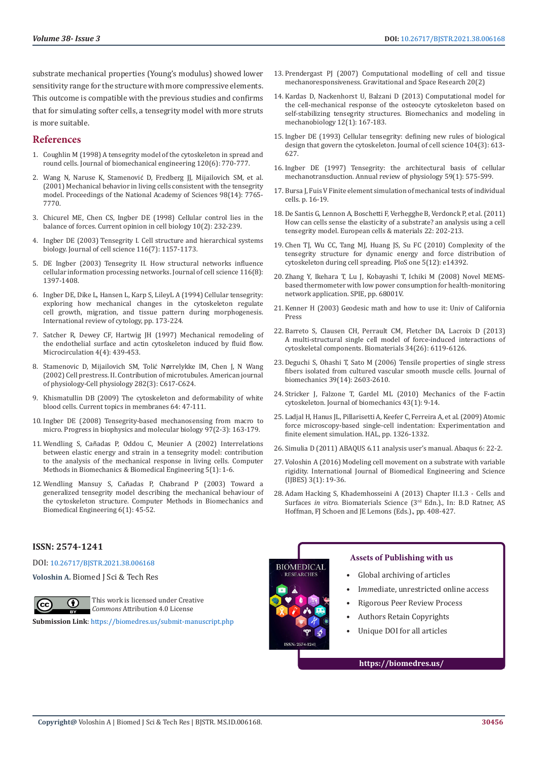substrate mechanical properties (Young's modulus) showed lower sensitivity range for the structure with more compressive elements. This outcome is compatible with the previous studies and confirms that for simulating softer cells, a tensegrity model with more struts is more suitable.

## References

1. Coughlin M (1998) A tensegrity model of the cytoskeleton in spread and round cells. Journal of biomechanical engineering 120(6): 770-777.
2. Wang N, Naruse K, Stamenović D, Fredberg JJ, Mijailovich SM, et al. (2001) Mechanical behavior in living cells consistent with the tensegrity model. Proceedings of the National Academy of Sciences 98(14): 7765-7770.
3. Chicurel ME, Chen CS, Ingber DE (1998) Cellular control lies in the balance of forces. Current opinion in cell biology 10(2): 232-239.
4. Ingber DE (2003) Tensegrity I. Cell structure and hierarchical systems biology. Journal of cell science 116(7): 1157-1173.
5. DE Ingber (2003) Tensegrity II. How structural networks influence cellular information processing networks. Journal of cell science 116(8): 1397-1408.
6. Ingber DE, Dike L, Hansen L, Karp S, LileyL A (1994) Cellular tensegrity: exploring how mechanical changes in the cytoskeleton regulate cell growth, migration, and tissue pattern during morphogenesis. International review of cytology, pp. 173-224.
7. Satcher R, Dewey CF, Hartwig JH (1997) Mechanical remodeling of the endothelial surface and actin cytoskeleton induced by fluid flow. Microcirculation 4(4): 439-453.
8. Stamenovic D, Mijailovich SM, Tolić Nørrelykke IM, Chen J, N Wang (2002) Cell prestress. II. Contribution of microtubules. American journal of physiology-Cell physiology 282(3): C617-C624.
9. Khismatullin DB (2009) The cytoskeleton and deformability of white blood cells. Current topics in membranes 64: 47-111.
10. Ingber DE (2008) Tensegrity-based mechanosensing from macro to micro. Progress in biophysics and molecular biology 97(2-3): 163-179.
11. Wendling S, Cañadas P, Oddou C, Meunier A (2002) Interrelations between elastic energy and strain in a tensegrity model: contribution to the analysis of the mechanical response in living cells. Computer Methods in Biomechanics & Biomedical Engineering 5(1): 1-6.
12. Wendling Mansuy S, Cañadas P, Chabrand P (2003) Toward a generalized tensegrity model describing the mechanical behaviour of the cytoskeleton structure. Computer Methods in Biomechanics and Biomedical Engineering 6(1): 45-52.
13. Prendergast PJ (2007) Computational modelling of cell and tissue mechanoresponsiveness. Gravitational and Space Research 20(2)
14. Kardas D, Nackenhorst U, Balzani D (2013) Computational model for the cell-mechanical response of the osteocyte cytoskeleton based on self-stabilizing tensegrity structures. Biomechanics and modeling in mechanobiology 12(1): 167-183.
15. Ingber DE (1993) Cellular tensegrity: defining new rules of biological design that govern the cytoskeleton. Journal of cell science 104(3): 613-627.
16. Ingber DE (1997) Tensegrity: the architectural basis of cellular mechanotransduction. Annual review of physiology 59(1): 575-599.
17. Bursa J, Fuis V Finite element simulation of mechanical tests of individual cells. p. 16-19.
18. De Santis G, Lennon A, Boschetti F, Verhegghe B, Verdonck P, et al. (2011) How can cells sense the elasticity of a substrate? an analysis using a cell tensegrity model. European cells & materials 22: 202-213.
19. Chen TJ, Wu CC, Tang MJ, Huang JS, Su FC (2010) Complexity of the tensegrity structure for dynamic energy and force distribution of cytoskeleton during cell spreading. PloS one 5(12): e14392.
20. Zhang Y, Ikehara T, Lu J, Kobayashi T, Ichiki M (2008) Novel MEMS-based thermometer with low power consumption for health-monitoring network application. SPIE, pp. 68001V.
21. Kenner H (2003) Geodesic math and how to use it: Univ of California Press
22. Barreto S, Clausen CH, Perrault CM, Fletcher DA, Lacroix D (2013) A multi-structural single cell model of force-induced interactions of cytoskeletal components. Biomaterials 34(26): 6119-6126.
23. Deguchi S, Ohashi T, Sato M (2006) Tensile properties of single stress fibers isolated from cultured vascular smooth muscle cells. Journal of biomechanics 39(14): 2603-2610.
24. Stricker J, Falzone T, Gardel ML (2010) Mechanics of the F-actin cytoskeleton. Journal of biomechanics 43(1): 9-14.
25. Ladjal H, Hanus JL, Pillarisetti A, Keefer C, Ferreira A, et al. (2009) Atomic force microscopy-based single-cell indentation: Experimentation and finite element simulation. HAL, pp. 1326-1332.
26. Simulia D (2011) ABAQUS 6.11 analysis user's manual. Abaqus 6: 22-2.
27. Voloshin A (2016) Modeling cell movement on a substrate with variable rigidity. International Journal of Biomedical Engineering and Science (IJBES) 3(1): 19-36.
28. Adam Hacking S, Khademhosseini A (2013) Chapter II.1.3 - Cells and Surfaces *in vitro*. Biomaterials Science (3rd Edn.)., In: B.D Ratner, AS Hoffman, FJ Schoen and JE Lemons (Eds.)., pp. 408-427.

**ISSN: 2574-1241**

DOI: 10.26717/BJSTR.2021.38.006168

**Voloshin A.** Biomed J Sci & Tech Res

This work is licensed under Creative *Commons* Attribution 4.0 License

**Submission Link**: https://biomedres.us/submit-manuscript.php

**Assets of Publishing with us**

- Global archiving of articles
- Immediate, unrestricted online access
- Rigorous Peer Review Process
- Authors Retain Copyrights
- Unique DOI for all articles

**https://biomedres.us/**